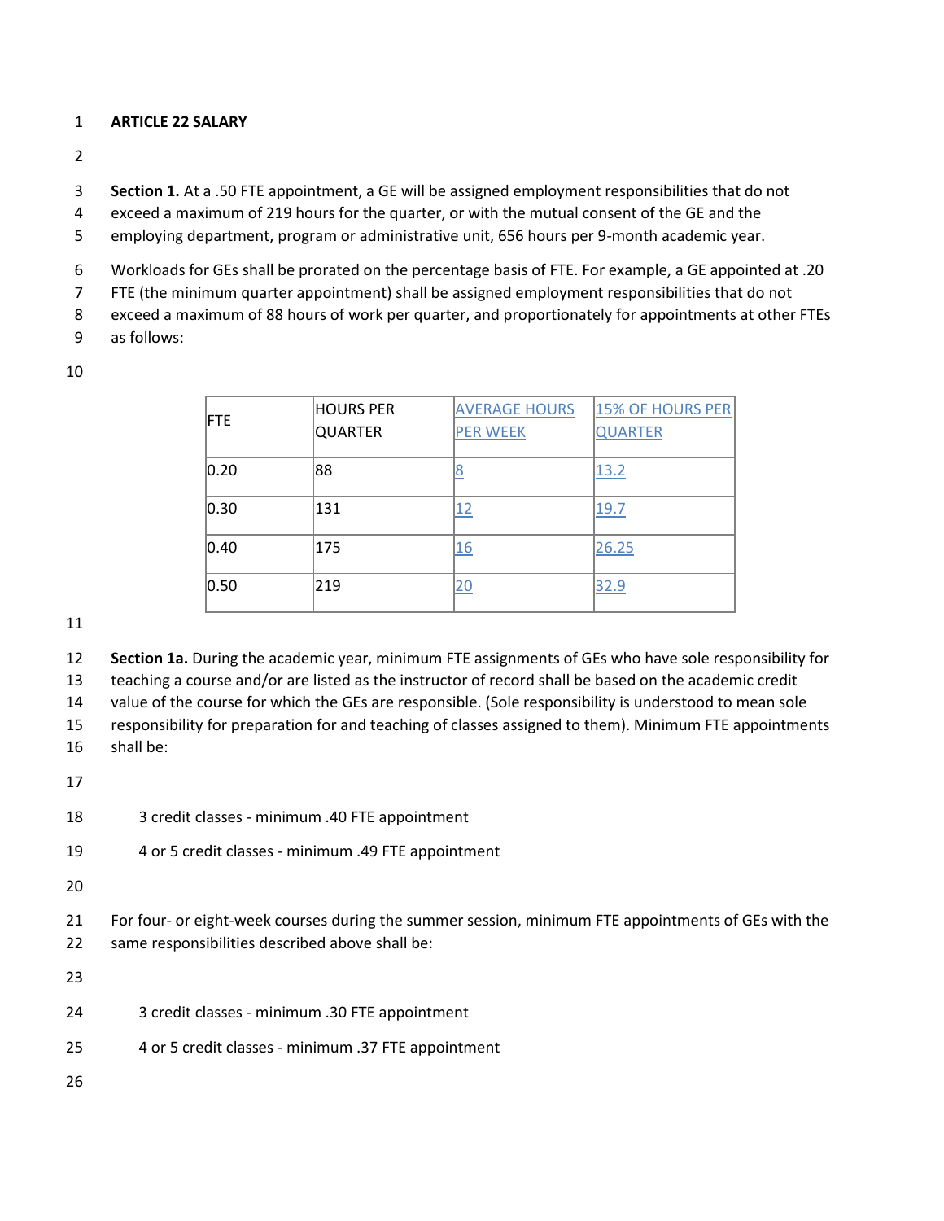# ARTICLE 22 SALARY

**Section 1.** At a .50 FTE appointment, a GE will be assigned employment responsibilities that do not exceed a maximum of 219 hours for the quarter, or with the mutual consent of the GE and the employing department, program or administrative unit, 656 hours per 9-month academic year.

Workloads for GEs shall be prorated on the percentage basis of FTE. For example, a GE appointed at .20 FTE (the minimum quarter appointment) shall be assigned employment responsibilities that do not exceed a maximum of 88 hours of work per quarter, and proportionately for appointments at other FTEs as follows:

| FTE | HOURS PER QUARTER | AVERAGE HOURS PER WEEK | 15% OF HOURS PER QUARTER |
|---|---|---|---|
| 0.20 | 88 | 8 | 13.2 |
| 0.30 | 131 | 12 | 19.7 |
| 0.40 | 175 | 16 | 26.25 |
| 0.50 | 219 | 20 | 32.9 |

**Section 1a.** During the academic year, minimum FTE assignments of GEs who have sole responsibility for teaching a course and/or are listed as the instructor of record shall be based on the academic credit value of the course for which the GEs are responsible. (Sole responsibility is understood to mean sole responsibility for preparation for and teaching of classes assigned to them). Minimum FTE appointments shall be:

3 credit classes - minimum .40 FTE appointment

4 or 5 credit classes - minimum .49 FTE appointment

For four- or eight-week courses during the summer session, minimum FTE appointments of GEs with the same responsibilities described above shall be:

3 credit classes - minimum .30 FTE appointment

4 or 5 credit classes - minimum .37 FTE appointment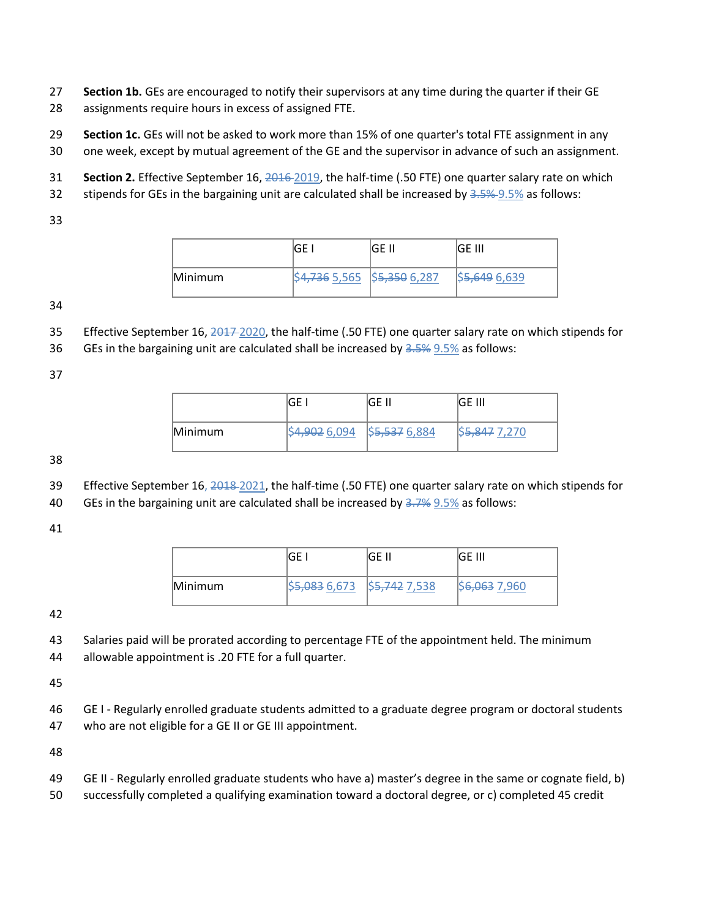**Section 1b.** GEs are encouraged to notify their supervisors at any time during the quarter if their GE assignments require hours in excess of assigned FTE.

**Section 1c.** GEs will not be asked to work more than 15% of one quarter's total FTE assignment in any one week, except by mutual agreement of the GE and the supervisor in advance of such an assignment.

**Section 2.** Effective September 16, ~~2016~~ 2019, the half-time (.50 FTE) one quarter salary rate on which stipends for GEs in the bargaining unit are calculated shall be increased by ~~3.5%~~ 9.5% as follows:

| | GE I | GE II | GE III |
|---|---|---|---|
| Minimum | ~~$4,736~~ 5,565 | ~~$5,350~~ 6,287 | ~~$5,649~~ 6,639 |

Effective September 16, ~~2017~~ 2020, the half-time (.50 FTE) one quarter salary rate on which stipends for GEs in the bargaining unit are calculated shall be increased by ~~3.5%~~ 9.5% as follows:

| | GE I | GE II | GE III |
|---|---|---|---|
| Minimum | ~~$4,902~~ 6,094 | ~~$5,537~~ 6,884 | ~~$5,847~~ 7,270 |

Effective September 16, ~~2018~~ 2021, the half-time (.50 FTE) one quarter salary rate on which stipends for GEs in the bargaining unit are calculated shall be increased by ~~3.7%~~ 9.5% as follows:

| | GE I | GE II | GE III |
|---|---|---|---|
| Minimum | ~~$5,083~~ 6,673 | ~~$5,742~~ 7,538 | ~~$6,063~~ 7,960 |

Salaries paid will be prorated according to percentage FTE of the appointment held. The minimum allowable appointment is .20 FTE for a full quarter.

GE I - Regularly enrolled graduate students admitted to a graduate degree program or doctoral students who are not eligible for a GE II or GE III appointment.

GE II - Regularly enrolled graduate students who have a) master's degree in the same or cognate field, b) successfully completed a qualifying examination toward a doctoral degree, or c) completed 45 credit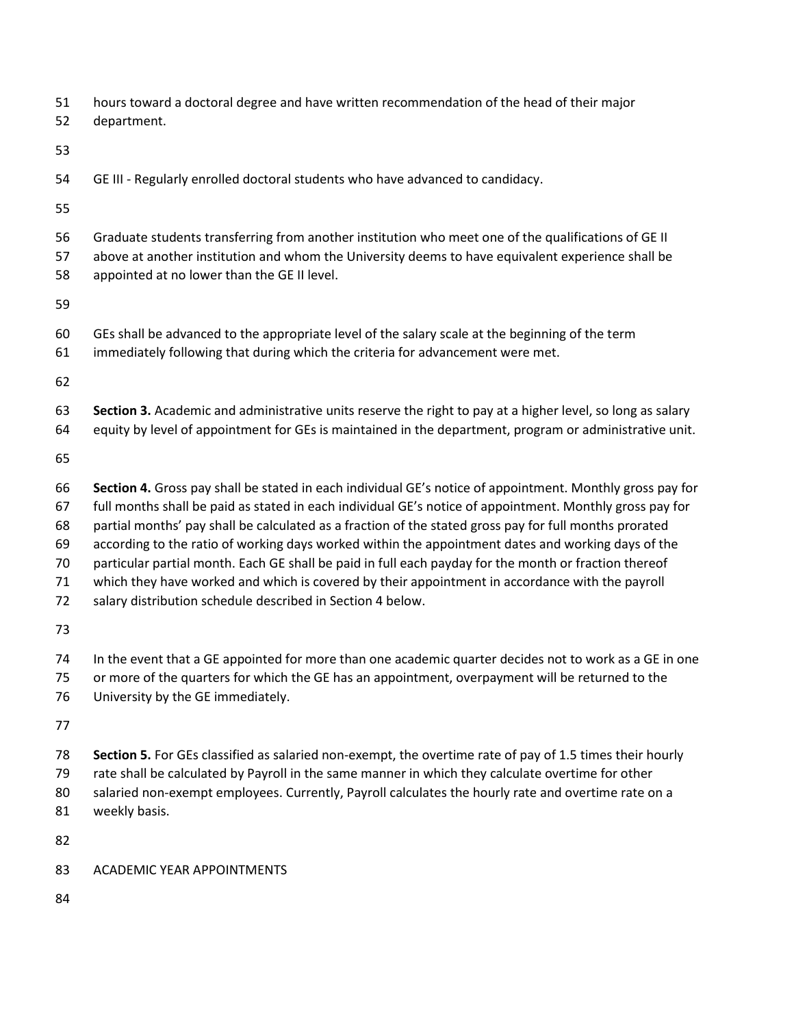hours toward a doctoral degree and have written recommendation of the head of their major department.

GE III - Regularly enrolled doctoral students who have advanced to candidacy.

Graduate students transferring from another institution who meet one of the qualifications of GE II above at another institution and whom the University deems to have equivalent experience shall be appointed at no lower than the GE II level.

GEs shall be advanced to the appropriate level of the salary scale at the beginning of the term immediately following that during which the criteria for advancement were met.

**Section 3.** Academic and administrative units reserve the right to pay at a higher level, so long as salary equity by level of appointment for GEs is maintained in the department, program or administrative unit.

**Section 4.** Gross pay shall be stated in each individual GE's notice of appointment. Monthly gross pay for full months shall be paid as stated in each individual GE's notice of appointment. Monthly gross pay for partial months' pay shall be calculated as a fraction of the stated gross pay for full months prorated according to the ratio of working days worked within the appointment dates and working days of the particular partial month. Each GE shall be paid in full each payday for the month or fraction thereof which they have worked and which is covered by their appointment in accordance with the payroll salary distribution schedule described in Section 4 below.

In the event that a GE appointed for more than one academic quarter decides not to work as a GE in one or more of the quarters for which the GE has an appointment, overpayment will be returned to the University by the GE immediately.

**Section 5.** For GEs classified as salaried non-exempt, the overtime rate of pay of 1.5 times their hourly rate shall be calculated by Payroll in the same manner in which they calculate overtime for other salaried non-exempt employees. Currently, Payroll calculates the hourly rate and overtime rate on a weekly basis.

ACADEMIC YEAR APPOINTMENTS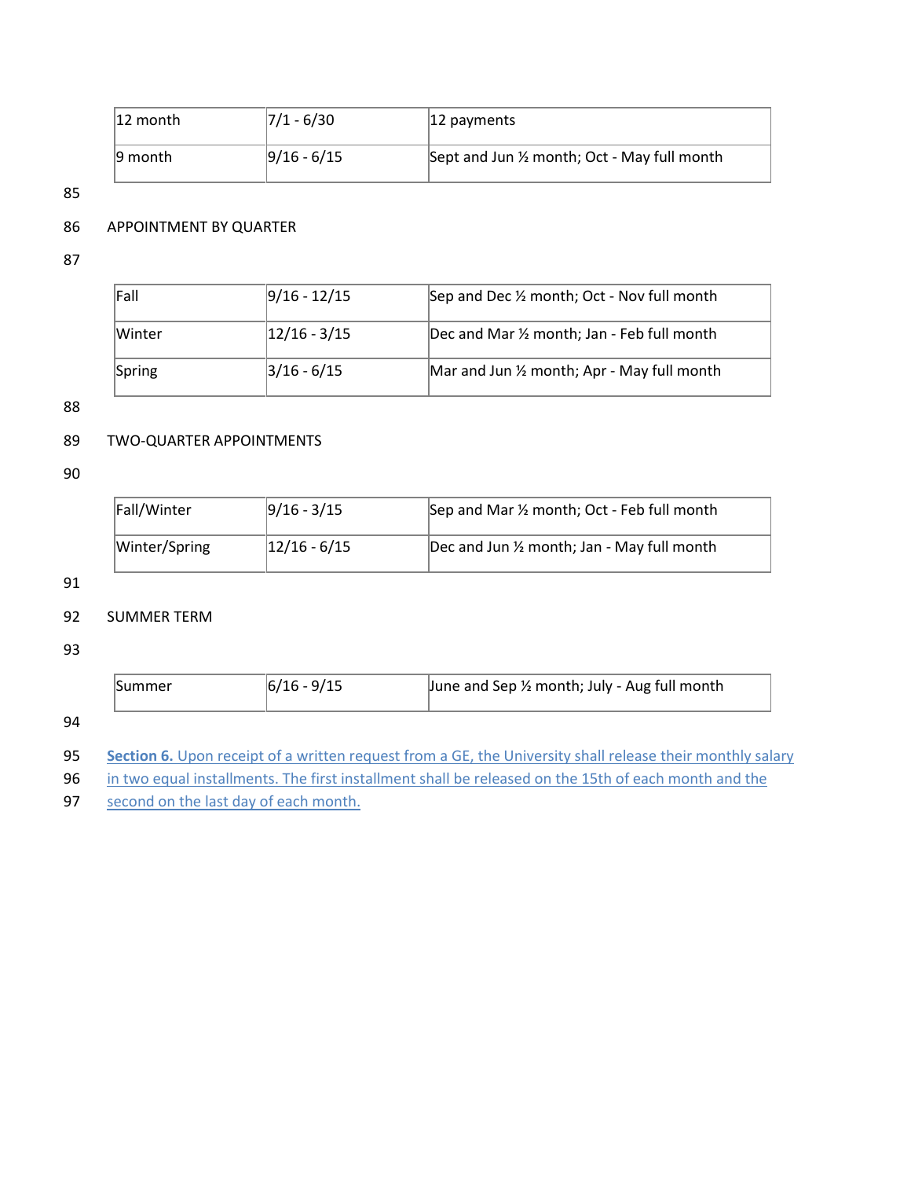| | | |
|---|---|---|
| 12 month | 7/1 - 6/30 | 12 payments |
| 9 month | 9/16 - 6/15 | Sept and Jun ½ month; Oct - May full month |

APPOINTMENT BY QUARTER

| | | |
|---|---|---|
| Fall | 9/16 - 12/15 | Sep and Dec ½ month; Oct - Nov full month |
| Winter | 12/16 - 3/15 | Dec and Mar ½ month; Jan - Feb full month |
| Spring | 3/16 - 6/15 | Mar and Jun ½ month; Apr - May full month |

TWO-QUARTER APPOINTMENTS

| | | |
|---|---|---|
| Fall/Winter | 9/16 - 3/15 | Sep and Mar ½ month; Oct - Feb full month |
| Winter/Spring | 12/16 - 6/15 | Dec and Jun ½ month; Jan - May full month |

SUMMER TERM

| | | |
|---|---|---|
| Summer | 6/16 - 9/15 | June and Sep ½ month; July - Aug full month |

**Section 6.** Upon receipt of a written request from a GE, the University shall release their monthly salary in two equal installments. The first installment shall be released on the 15th of each month and the second on the last day of each month.